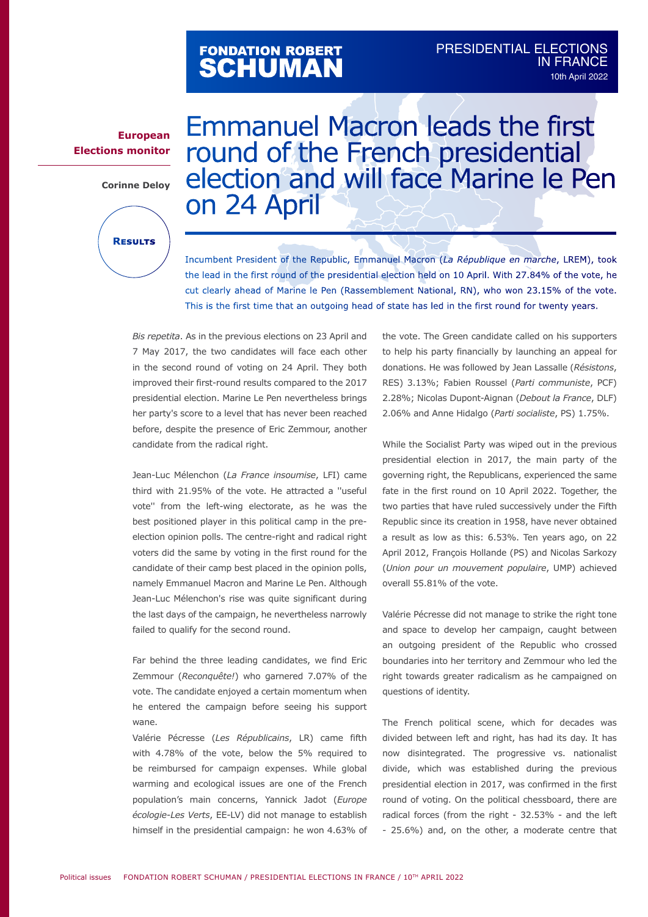**European Elections monitor**

**Corinne Deloy**

**Results**

# Emmanuel Macron leads the first round of the French presidential election and will face Marine le Pen on 24 April

Incumbent President of the Republic, Emmanuel Macron (*La République en marche*, LREM), took the lead in the first round of the presidential election held on 10 April. With 27.84% of the vote, he cut clearly ahead of Marine le Pen (Rassemblement National, RN), who won 23.15% of the vote. This is the first time that an outgoing head of state has led in the first round for twenty years.

*Bis repetita*. As in the previous elections on 23 April and 7 May 2017, the two candidates will face each other in the second round of voting on 24 April. They both improved their first-round results compared to the 2017 presidential election. Marine Le Pen nevertheless brings her party's score to a level that has never been reached before, despite the presence of Eric Zemmour, another candidate from the radical right.

Jean-Luc Mélenchon (*La France insoumise*, LFI) came third with 21.95% of the vote. He attracted a "useful vote" from the left-wing electorate, as he was the best positioned player in this political camp in the pre-election opinion polls. The centre-right and radical right voters did the same by voting in the first round for the candidate of their camp best placed in the opinion polls, namely Emmanuel Macron and Marine Le Pen. Although Jean-Luc Mélenchon's rise was quite significant during the last days of the campaign, he nevertheless narrowly failed to qualify for the second round.

Far behind the three leading candidates, we find Eric Zemmour (*Reconquête!*) who garnered 7.07% of the vote. The candidate enjoyed a certain momentum when he entered the campaign before seeing his support wane.

Valérie Pécresse (*Les Républicains*, LR) came fifth with 4.78% of the vote, below the 5% required to be reimbursed for campaign expenses. While global warming and ecological issues are one of the French population's main concerns, Yannick Jadot (*Europe écologie-Les Verts*, EE-LV) did not manage to establish himself in the presidential campaign: he won 4.63% of the vote. The Green candidate called on his supporters to help his party financially by launching an appeal for donations. He was followed by Jean Lassalle (*Résistons*, RES) 3.13%; Fabien Roussel (*Parti communiste*, PCF) 2.28%; Nicolas Dupont-Aignan (*Debout la France*, DLF) 2.06% and Anne Hidalgo (*Parti socialiste*, PS) 1.75%.

While the Socialist Party was wiped out in the previous presidential election in 2017, the main party of the governing right, the Republicans, experienced the same fate in the first round on 10 April 2022. Together, the two parties that have ruled successively under the Fifth Republic since its creation in 1958, have never obtained a result as low as this: 6.53%. Ten years ago, on 22 April 2012, François Hollande (PS) and Nicolas Sarkozy (*Union pour un mouvement populaire*, UMP) achieved overall 55.81% of the vote.

Valérie Pécresse did not manage to strike the right tone and space to develop her campaign, caught between an outgoing president of the Republic who crossed boundaries into her territory and Zemmour who led the right towards greater radicalism as he campaigned on questions of identity.

The French political scene, which for decades was divided between left and right, has had its day. It has now disintegrated. The progressive vs. nationalist divide, which was established during the previous presidential election in 2017, was confirmed in the first round of voting. On the political chessboard, there are radical forces (from the right - 32.53% - and the left - 25.6%) and, on the other, a moderate centre that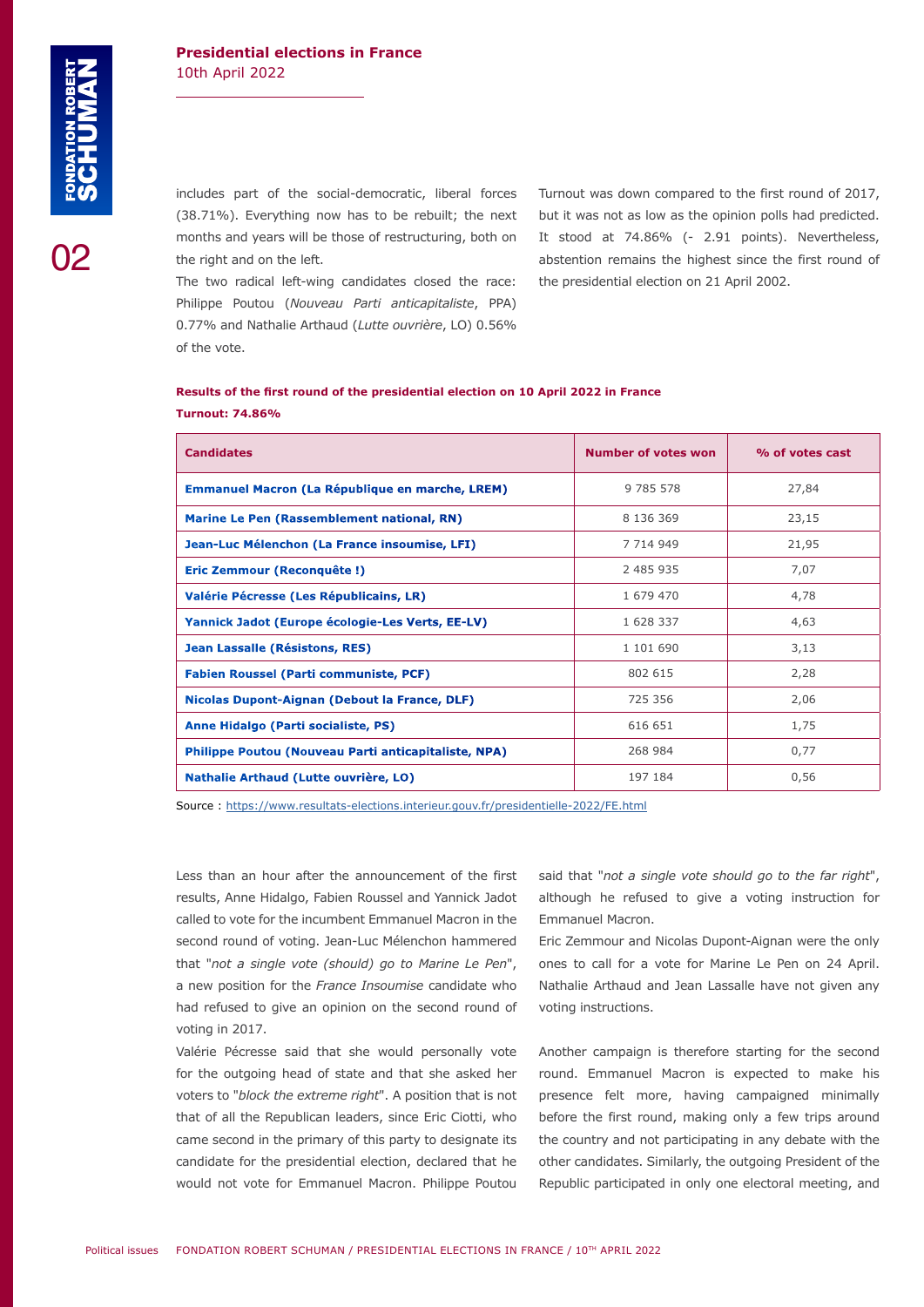includes part of the social-democratic, liberal forces (38.71%). Everything now has to be rebuilt; the next months and years will be those of restructuring, both on the right and on the left.

The two radical left-wing candidates closed the race: Philippe Poutou (*Nouveau Parti anticapitaliste*, PPA) 0.77% and Nathalie Arthaud (*Lutte ouvrière*, LO) 0.56% of the vote.

Turnout was down compared to the first round of 2017, but it was not as low as the opinion polls had predicted. It stood at 74.86% (- 2.91 points). Nevertheless, abstention remains the highest since the first round of the presidential election on 21 April 2002.

**Results of the first round of the presidential election on 10 April 2022 in France**

**Turnout: 74.86%**

| Candidates | Number of votes won | % of votes cast |
|---|---|---|
| Emmanuel Macron (La République en marche, LREM) | 9 785 578 | 27,84 |
| Marine Le Pen (Rassemblement national, RN) | 8 136 369 | 23,15 |
| Jean-Luc Mélenchon (La France insoumise, LFI) | 7 714 949 | 21,95 |
| Eric Zemmour (Reconquête !) | 2 485 935 | 7,07 |
| Valérie Pécresse (Les Républicains, LR) | 1 679 470 | 4,78 |
| Yannick Jadot (Europe écologie-Les Verts, EE-LV) | 1 628 337 | 4,63 |
| Jean Lassalle (Résistons, RES) | 1 101 690 | 3,13 |
| Fabien Roussel (Parti communiste, PCF) | 802 615 | 2,28 |
| Nicolas Dupont-Aignan (Debout la France, DLF) | 725 356 | 2,06 |
| Anne Hidalgo (Parti socialiste, PS) | 616 651 | 1,75 |
| Philippe Poutou (Nouveau Parti anticapitaliste, NPA) | 268 984 | 0,77 |
| Nathalie Arthaud (Lutte ouvrière, LO) | 197 184 | 0,56 |

Source : https://www.resultats-elections.interieur.gouv.fr/presidentielle-2022/FE.html

Less than an hour after the announcement of the first results, Anne Hidalgo, Fabien Roussel and Yannick Jadot called to vote for the incumbent Emmanuel Macron in the second round of voting. Jean-Luc Mélenchon hammered that "*not a single vote (should) go to Marine Le Pen*", a new position for the *France Insoumise* candidate who had refused to give an opinion on the second round of voting in 2017.

Valérie Pécresse said that she would personally vote for the outgoing head of state and that she asked her voters to "*block the extreme right*". A position that is not that of all the Republican leaders, since Eric Ciotti, who came second in the primary of this party to designate its candidate for the presidential election, declared that he would not vote for Emmanuel Macron. Philippe Poutou said that "*not a single vote should go to the far right*", although he refused to give a voting instruction for Emmanuel Macron.

Eric Zemmour and Nicolas Dupont-Aignan were the only ones to call for a vote for Marine Le Pen on 24 April. Nathalie Arthaud and Jean Lassalle have not given any voting instructions.

Another campaign is therefore starting for the second round. Emmanuel Macron is expected to make his presence felt more, having campaigned minimally before the first round, making only a few trips around the country and not participating in any debate with the other candidates. Similarly, the outgoing President of the Republic participated in only one electoral meeting, and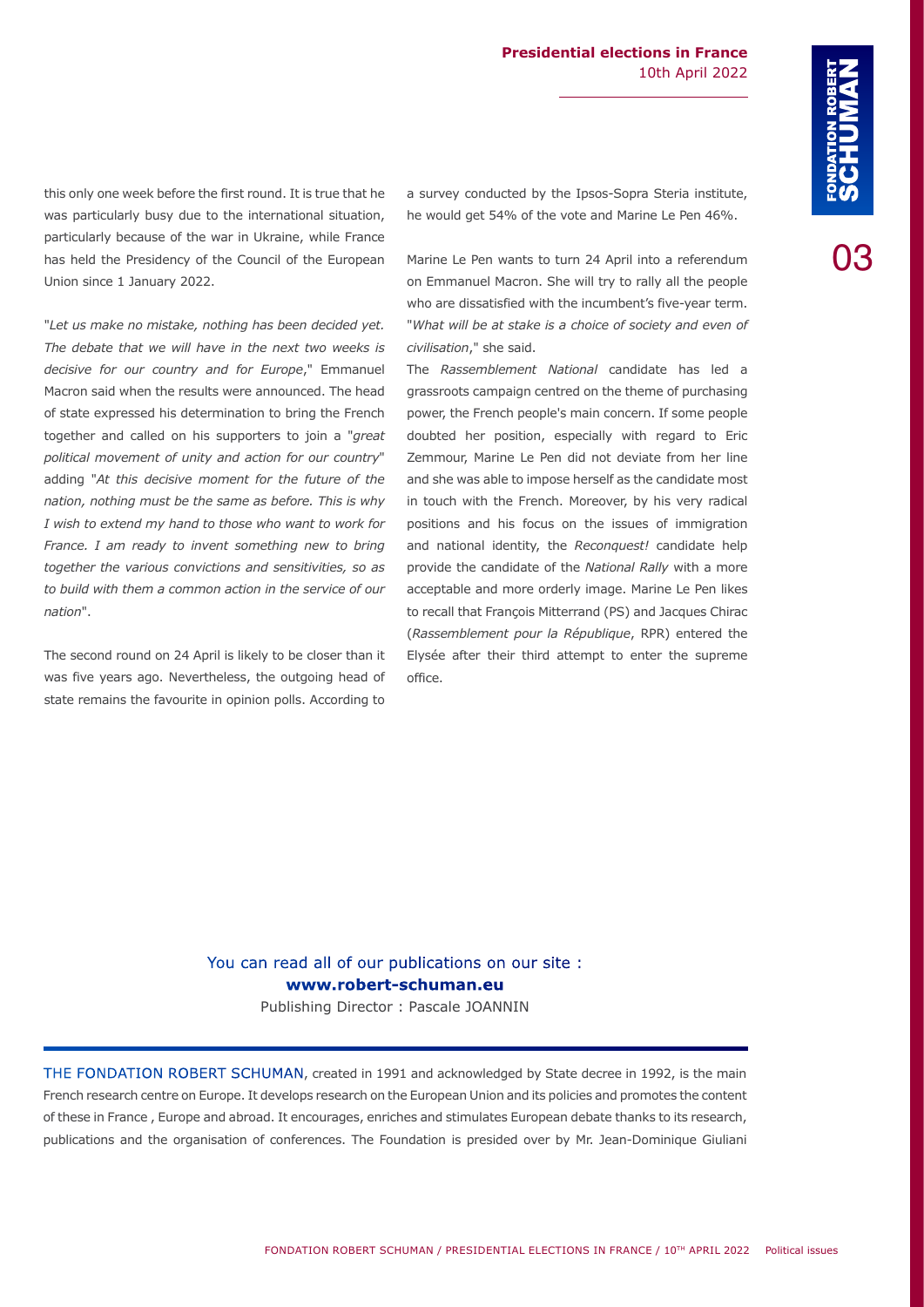this only one week before the first round. It is true that he was particularly busy due to the international situation, particularly because of the war in Ukraine, while France has held the Presidency of the Council of the European Union since 1 January 2022.

"*Let us make no mistake, nothing has been decided yet. The debate that we will have in the next two weeks is decisive for our country and for Europe*," Emmanuel Macron said when the results were announced. The head of state expressed his determination to bring the French together and called on his supporters to join a "*great political movement of unity and action for our country*" adding "*At this decisive moment for the future of the nation, nothing must be the same as before. This is why I wish to extend my hand to those who want to work for France. I am ready to invent something new to bring together the various convictions and sensitivities, so as to build with them a common action in the service of our nation*".

The second round on 24 April is likely to be closer than it was five years ago. Nevertheless, the outgoing head of state remains the favourite in opinion polls. According to a survey conducted by the Ipsos-Sopra Steria institute, he would get 54% of the vote and Marine Le Pen 46%.

Marine Le Pen wants to turn 24 April into a referendum on Emmanuel Macron. She will try to rally all the people who are dissatisfied with the incumbent's five-year term. "*What will be at stake is a choice of society and even of civilisation*," she said.

The *Rassemblement National* candidate has led a grassroots campaign centred on the theme of purchasing power, the French people's main concern. If some people doubted her position, especially with regard to Eric Zemmour, Marine Le Pen did not deviate from her line and she was able to impose herself as the candidate most in touch with the French. Moreover, by his very radical positions and his focus on the issues of immigration and national identity, the *Reconquest!* candidate help provide the candidate of the *National Rally* with a more acceptable and more orderly image. Marine Le Pen likes to recall that François Mitterrand (PS) and Jacques Chirac (*Rassemblement pour la République*, RPR) entered the Elysée after their third attempt to enter the supreme office.

You can read all of our publications on our site :
**www.robert-schuman.eu**
Publishing Director : Pascale JOANNIN

THE FONDATION ROBERT SCHUMAN, created in 1991 and acknowledged by State decree in 1992, is the main French research centre on Europe. It develops research on the European Union and its policies and promotes the content of these in France , Europe and abroad. It encourages, enriches and stimulates European debate thanks to its research, publications and the organisation of conferences. The Foundation is presided over by Mr. Jean-Dominique Giuliani